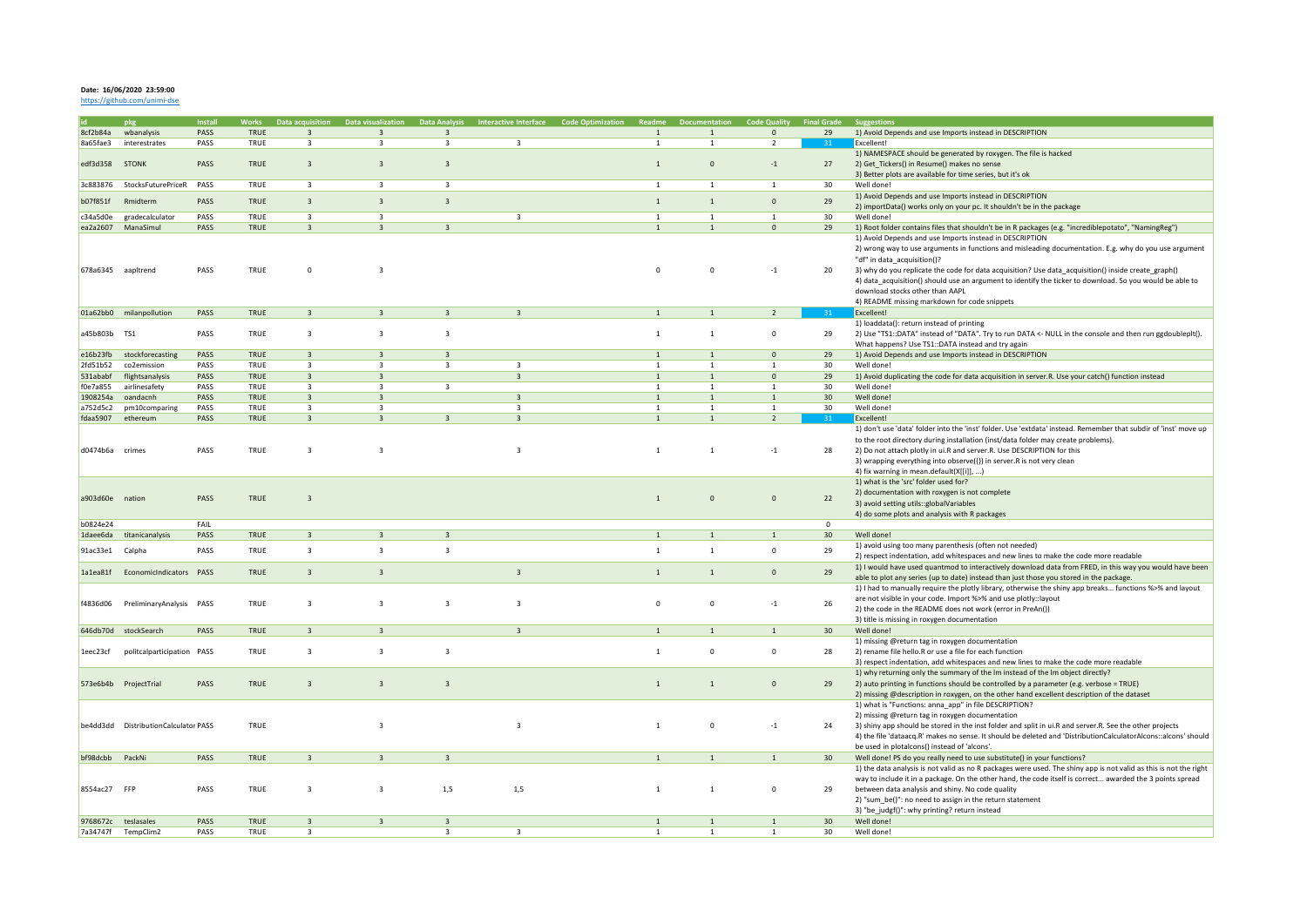**Date: 16/06/2020 23:59:00**

https://github.com/unimi-dse

| id | pkg | Install | Works | Data acquisition | Data visualization | Data Analysis | Interactive Interface | Code Optimization | Readme | Documentation | Code Quality | Final Grade | Suggestions |
|---|---|---|---|---|---|---|---|---|---|---|---|---|---|
| 8cf2b84a | wbanalysis | PASS | TRUE | 3 | 3 | 3 | | | 1 | 1 | 0 | 29 | 1) Avoid Depends and use Imports instead in DESCRIPTION |
| 8a65fae3 | interestrates | PASS | TRUE | 3 | 3 | 3 | 3 | | 1 | 1 | 2 | 31 | Excellent! |
| edf3d358 | STONK | PASS | TRUE | 3 | 3 | 3 | | | 1 | 0 | -1 | 27 | 1) NAMESPACE should be generated by roxygen. The file is hacked<br>2) Get_Tickers() in Resume() makes no sense<br>3) Better plots are available for time series, but it's ok |
| 3c883876 | StocksFuturePriceR | PASS | TRUE | 3 | 3 | 3 | | | 1 | 1 | 1 | 30 | Well done! |
| b07f851f | Rmidterm | PASS | TRUE | 3 | 3 | 3 | | | 1 | 1 | 0 | 29 | 1) Avoid Depends and use Imports instead in DESCRIPTION<br>2) importData() works only on your pc. It shouldn't be in the package |
| c34a5d0e | gradecalculator | PASS | TRUE | 3 | 3 | | 3 | | 1 | 1 | 1 | 30 | Well done! |
| ea2a2607 | ManaSimul | PASS | TRUE | 3 | 3 | 3 | | | 1 | 1 | 0 | 29 | 1) Root folder contains files that shouldn't be in R packages (e.g. "incrediblepotato", "NamingReg") |
| 678a6345 | aapltrend | PASS | TRUE | 0 | 3 | | | | 0 | 0 | -1 | 20 | 1) Avoid Depends and use Imports instead in DESCRIPTION<br>2) wrong way to use arguments in functions and misleading documentation. E.g. why do you use argument "df" in data_acquisition()?<br>3) why do you replicate the code for data acquisition? Use data_acquisition() inside create_graph()<br>4) data_acquisition() should use an argument to identify the ticker to download. So you would be able to download stocks other than AAPL<br>4) README missing markdown for code snippets |
| 01a62bb0 | milanpollution | PASS | TRUE | 3 | 3 | 3 | 3 | | 1 | 1 | 2 | 31 | Excellent! |
| a45b803b | TS1 | PASS | TRUE | 3 | 3 | 3 | | | 1 | 1 | 0 | 29 | 1) loaddata(): return instead of printing<br>2) Use "TS1::DATA" instead of "DATA". Try to run DATA <- NULL in the console and then run ggdoubleplt(). What happens? Use TS1::DATA instead and try again |
| e16b23fb | stockforecasting | PASS | TRUE | 3 | 3 | 3 | | | 1 | 1 | 0 | 29 | 1) Avoid Depends and use Imports instead in DESCRIPTION |
| 2fd51b52 | co2emission | PASS | TRUE | 3 | 3 | 3 | 3 | | 1 | 1 | 1 | 30 | Well done! |
| 531ababf | flightsanalysis | PASS | TRUE | 3 | 3 | | 3 | | 1 | 1 | 0 | 29 | 1) Avoid duplicating the code for data acquisition in server.R. Use your catch() function instead |
| f0e7a855 | airlinesafety | PASS | TRUE | 3 | 3 | 3 | | | 1 | 1 | 1 | 30 | Well done! |
| 1908254a | oandacnh | PASS | TRUE | 3 | 3 | | 3 | | 1 | 1 | 1 | 30 | Well done! |
| a752d5c2 | pm10comparing | PASS | TRUE | 3 | 3 | | 3 | | 1 | 1 | 1 | 30 | Well done! |
| fdaa5907 | ethereum | PASS | TRUE | 3 | 3 | 3 | 3 | | 1 | 1 | 2 | 31 | Excellent! |
| d0474b6a | crimes | PASS | TRUE | 3 | 3 | | 3 | | 1 | 1 | -1 | 28 | 1) don't use 'data' folder into the 'inst' folder. Use 'extdata' instead. Remember that subdir of 'inst' move up to the root directory during installation (inst/data folder may create problems).<br>2) Do not attach plotly in ui.R and server.R. Use DESCRIPTION for this<br>3) wrapping everything into observe({}) in server.R is not very clean<br>4) fix warning in mean.default(X[[i]], ...) |
| a903d60e | nation | PASS | TRUE | 3 | | | | | 1 | 0 | 0 | 22 | 1) what is the 'src' folder used for?<br>2) documentation with roxygen is not complete<br>3) avoid setting utils::globalVariables<br>4) do some plots and analysis with R packages |
| b0824e24 | | FAIL | | | | | | | | | | 0 | |
| 1daee6da | titanicanalysis | PASS | TRUE | 3 | 3 | 3 | | | 1 | 1 | 1 | 30 | Well done! |
| 91ac33e1 | Calpha | PASS | TRUE | 3 | 3 | 3 | | | 1 | 1 | 0 | 29 | 1) avoid using too many parenthesis (often not needed)<br>2) respect indentation, add whitespaces and new lines to make the code more readable |
| 1a1ea81f | EconomicIndicators | PASS | TRUE | 3 | 3 | | 3 | | 1 | 1 | 0 | 29 | 1) I would have used quantmod to interactively download data from FRED, in this way you would have been able to plot any series (up to date) instead than just those you stored in the package. |
| f4836d06 | PreliminaryAnalysis | PASS | TRUE | 3 | 3 | 3 | 3 | | 0 | 0 | -1 | 26 | 1) I had to manually require the plotly library, otherwise the shiny app breaks... functions %>% and layout are not visible in your code. Import %>% and use plotly::layout<br>2) the code in the README does not work (error in PreAn())<br>3) title is missing in roxygen documentation |
| 646db70d | stockSearch | PASS | TRUE | 3 | 3 | | 3 | | 1 | 1 | 1 | 30 | Well done! |
| 1eec23cf | politcalparticipation | PASS | TRUE | 3 | 3 | 3 | | | 1 | 0 | 0 | 28 | 1) missing @return tag in roxygen documentation<br>2) rename file hello.R or use a file for each function<br>3) respect indentation, add whitespaces and new lines to make the code more readable |
| 573e6b4b | ProjectTrial | PASS | TRUE | 3 | 3 | 3 | | | 1 | 1 | 0 | 29 | 1) why returning only the summary of the lm instead of the lm object directly?<br>2) auto printing in functions should be controlled by a parameter (e.g. verbose = TRUE)<br>2) missing @description in roxygen, on the other hand excellent description of the dataset |
| be4dd3dd | DistributionCalculator | PASS | TRUE | | 3 | | 3 | | 1 | 0 | -1 | 24 | 1) what is "Functions: anna_app" in file DESCRIPTION?<br>2) missing @return tag in roxygen documentation<br>3) shiny app should be stored in the inst folder and split in ui.R and server.R. See the other projects<br>4) the file 'dataacq.R' makes no sense. It should be deleted and 'DistributionCalculatorAlcons::alcons' should be used in plotalcons() instead of 'alcons'. |
| bf98dcbb | PackNi | PASS | TRUE | 3 | 3 | 3 | | | 1 | 1 | 1 | 30 | Well done! PS do you really need to use substitute() in your functions? |
| 8554ac27 | FFP | PASS | TRUE | 3 | 3 | 1,5 | 1,5 | | 1 | 1 | 0 | 29 | 1) the data analysis is not valid as no R packages were used. The shiny app is not valid as this is not the right way to include it in a package. On the other hand, the code itself is correct... awarded the 3 points spread between data analysis and shiny. No code quality<br>2) "sum_be()": no need to assign in the return statement<br>3) "be_judgf()": why printing? return instead |
| 9768672c | teslasales | PASS | TRUE | 3 | 3 | 3 | | | 1 | 1 | 1 | 30 | Well done! |
| 7a34747f | TempClim2 | PASS | TRUE | 3 | | 3 | 3 | | 1 | 1 | 1 | 30 | Well done! |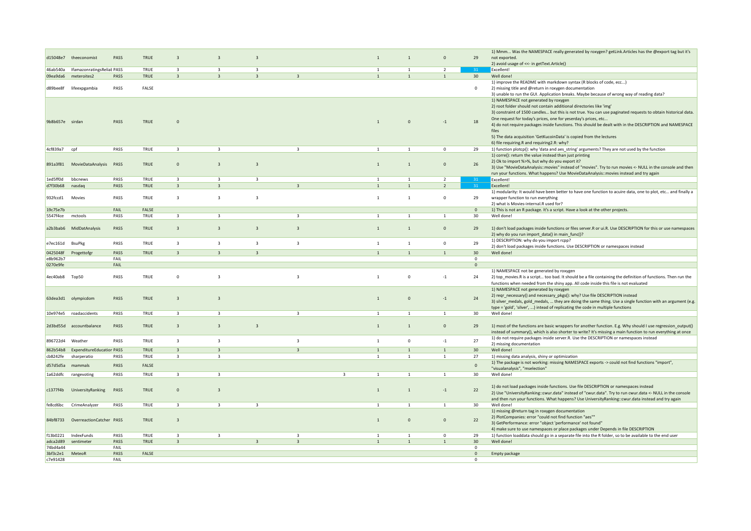| | | | | | | | | | | | | | |
|---|---|---|---|---|---|---|---|---|---|---|---|---|---|
| d15048e7 | theeconomist | PASS | TRUE | 3 | 3 | 3 | | | 1 | 1 | 0 | 29 | 1) Mmm... Was the NAMESPACE really generated by roxygen? getLink.Articles has the @export tag but it's not exported.<br>2) avoid usage of <<- in getText.Article() |
| 46ab540a | IfamazonratingsReliat | PASS | TRUE | 3 | 3 | 3 | | | 1 | 1 | 2 | 31 | Excellent! |
| 09ea9da6 | meteroites2 | PASS | TRUE | 3 | 3 | 3 | 3 | | 1 | 1 | 1 | 30 | Well done! |
| d89bee8f | lifeexpgambia | PASS | FALSE | | | | | | | | | 0 | 1) improve the README with markdown syntax (R blocks of code, ecc...)<br>2) missing title and @return in roxygen documentation<br>3) unable to run the GUI. Application breaks. Maybe because of wrong way of reading data? |
| 9b8b657e | sirdan | PASS | TRUE | 0 | | | | | 1 | 0 | -1 | 18 | 1) NAMESPACE not generated by roxygen<br>2) root folder should not contain additional directories like 'img'<br>3) constraint of 1500 candles... but this is not true. You can use paginated requests to obtain historical data. One request for today's prices, one for yeserday's prices, etc...<br>4) do not require packages inside functions. This should be dealt with in the DESCRIPTION and NAMESPACE files<br>5) The data acquisition 'GetKucoinData' is copied from the lectures<br>6) file requiring.R and requiring2.R: why? |
| 4cf839a7 | cpf | PASS | TRUE | 3 | 3 | | 3 | | 1 | 1 | 0 | 29 | 1) function plotcp(): why 'data and aes_string' arguments? They are not used by the function |
| 891a3f81 | MovieDataAnalysis | PASS | TRUE | 0 | 3 | 3 | | | 1 | 1 | 0 | 26 | 1) corre(): return the value instead than just printing<br>2) Ok to import %>%, but why do you export it?<br>3) Use "MovieDataAnalysis::movies" instead of "movies". Try to run movies <- NULL in the console and then run your functions. What happens? Use MovieDataAnalysis::movies instead and try again |
| 1ed5ff0d | bbcnews | PASS | TRUE | 3 | 3 | 3 | | | 1 | 1 | 2 | 31 | Excellent! |
| d7f30b68 | nasdaq | PASS | TRUE | 3 | 3 | | 3 | | 1 | 1 | 2 | 31 | Excellent! |
| 932fccd1 | Movies | PASS | TRUE | 3 | 3 | 3 | | | 1 | 1 | 0 | 29 | 1) modularity: It would have been better to have one function to acuire data, one to plot, etc... and finally a wrapper function to run everything<br>2) what is Movies-internal.R used for? |
| 19c75e7b | | FAIL | FALSE | | | | | | | | | 0 | 1) This is not an R package. It's a script. Have a look at the other projects. |
| 5547f4ce | mctools | PASS | TRUE | 3 | 3 | | 3 | | 1 | 1 | 1 | 30 | Well done! |
| a2b3bab6 | MidDatAnalysis | PASS | TRUE | 3 | 3 | 3 | 3 | | 1 | 1 | 0 | 29 | 1) don't load packages inside functions or files server.R or ui.R. Use DESCRIPTION for this or use namespaces<br>2) why do you run import_data() in main_func()? |
| e7ec161d | BsuPkg | PASS | TRUE | 3 | 3 | 3 | 3 | | 1 | 1 | 0 | 29 | 1) DESCRIPTION: why do you import rcpp?<br>2) don't load packages inside functions. Use DESCRIPTION or namespaces instead |
| 0425048f | Progettofgr | PASS | TRUE | 3 | 3 | 3 | | | 1 | 1 | 1 | 30 | Well done! |
| e8b962b7 | | FAIL | | | | | | | | | | 0 | |
| 0270e9fe | | FAIL | | | | | | | | | | 0 | |
| 4ec40ab8 | Top50 | PASS | TRUE | 0 | 3 | | 3 | | 1 | 0 | -1 | 24 | 1) NAMESPACE not be generated by roxygen<br>2) top_movies.R is a script... too bad. It should be a file containing the definition of functions. Then run the functions when needed from the shiny app. All code inside this file is not evaluated |
| 63dea3d1 | olympicdom | PASS | TRUE | 3 | 3 | | | | 1 | 0 | -1 | 24 | 1) NAMESPACE not generated by roxygen<br>2) reqr_necessary() and necessary_pkgs(): why? Use file DESCRIPTION instead<br>3) silver_medals, gold_medals, ... they are doing the same thing. Use a single function with an argument (e.g. type = 'gold', 'silver', ...) instead of replicating the code in multiple functions |
| 10e974e5 | roadaccidents | PASS | TRUE | 3 | 3 | | 3 | | 1 | 1 | 1 | 30 | Well done! |
| 2d3bd55d | accountbalance | PASS | TRUE | 3 | 3 | 3 | | | 1 | 1 | 0 | 29 | 1) most of the functions are basic wrappers for another function. E.g. Why should I use regression_output() instead of summary(), which is also shorter to write? It's missing a main function to run everything at once |
| 896722d4 | Weather | PASS | TRUE | 3 | 3 | | 3 | | 1 | 0 | -1 | 27 | 1) do not require packages inside server.R. Use the DESCRIPTION or namespaces instead<br>2) missing documentation |
| 862b54b8 | ExpenditureEducatior | PASS | TRUE | 3 | 3 | | 3 | | 1 | 1 | 1 | 30 | Well done! |
| cb8242fe | sharperatio | PASS | TRUE | 3 | 3 | | | | 1 | 1 | 1 | 27 | 1) missing data analysis, shiny or optimization |
| d57d5d5a | mammals | PASS | FALSE | | | | | | | | | 0 | 1) The package is not working: missing NAMESPACE exports -> could not find functions "import", "visualanalysis", "mselection" |
| 1a62ddfc | rangevoting | PASS | TRUE | 3 | 3 | | | 3 | 1 | 1 | 1 | 30 | Well done! |
| c1377f4b | UniversityRanking | PASS | TRUE | 0 | 3 | | | | 1 | 1 | -1 | 22 | 1) do not load packages inside functions. Use file DESCRIPTION or namespaces instead<br>2) Use "UniversityRanking::cwur.data" instead of "cwur.data". Try to run cwur.data <- NULL in the console and then run your functions. What happens? Use UniversityRanking::cwur.data instead and try again |
| fe8cd6bc | CrimeAnalyzer | PASS | TRUE | 3 | 3 | 3 | | | 1 | 1 | 1 | 30 | Well done! |
| 84bf8733 | OverreactionCatcher | PASS | TRUE | 3 | | | | | 1 | 0 | 0 | 22 | 1) missing @return tag in roxygen documentation<br>2) PlotCompanies: error "could not find function "aes""<br>3) GetPerformance: error "object 'performance' not found"<br>4) make sure to use namespaces or place packages under Depends in file DESCRIPTION |
| f13b0221 | IndexFunds | PASS | TRUE | 3 | 3 | | 3 | | 1 | 1 | 0 | 29 | 1) function loaddata should go in a separate file into the R folder, so to be available to the end user |
| adca2d89 | sentimeter | PASS | TRUE | 3 | | 3 | 3 | | 1 | 1 | 1 | 30 | Well done! |
| 74bd4a44 | | FAIL | | | | | | | | | | 0 | |
| 3bf3c2e1 | MeteoR | PASS | FALSE | | | | | | | | | 0 | Empty package |
| c7e91428 | | FAIL | | | | | | | | | | 0 | |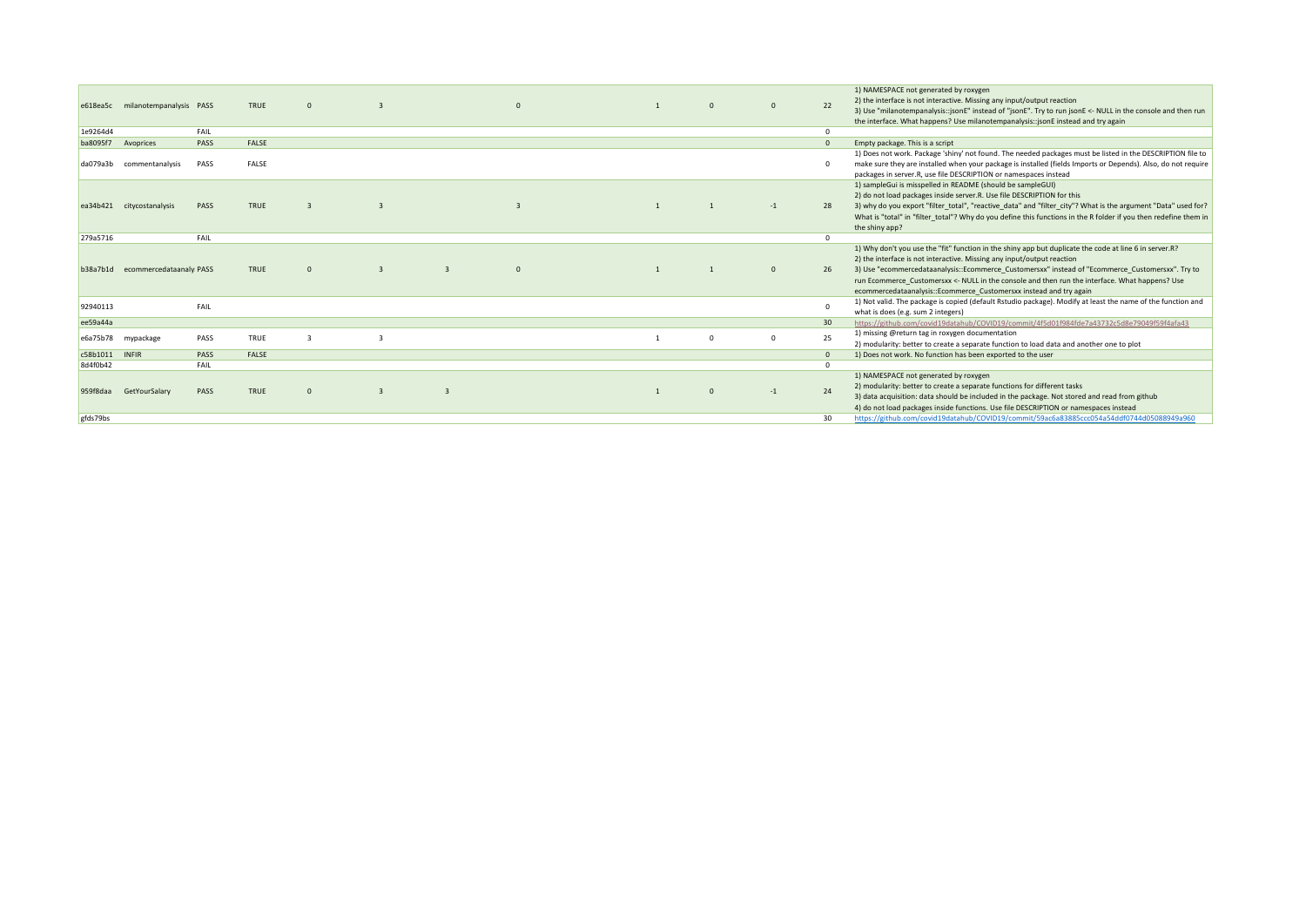| | | | | | | | | | | | | |
|---|---|---|---|---|---|---|---|---|---|---|---|---|
| e618ea5c | milanotempanalysis | PASS | TRUE | 0 | 3 | | 0 | 1 | 0 | 0 | 22 | 1) NAMESPACE not generated by roxygen<br>2) the interface is not interactive. Missing any input/output reaction<br>3) Use "milanotempanalysis::jsonE" instead of "jsonE". Try to run jsonE <- NULL in the console and then run the interface. What happens? Use milanotempanalysis::jsonE instead and try again |
| 1e9264d4 | | FAIL | | | | | | | | | 0 | |
| ba8095f7 | Avoprices | PASS | FALSE | | | | | | | | 0 | Empty package. This is a script |
| da079a3b | commentanalysis | PASS | FALSE | | | | | | | | 0 | 1) Does not work. Package 'shiny' not found. The needed packages must be listed in the DESCRIPTION file to make sure they are installed when your package is installed (fields Imports or Depends). Also, do not require packages in server.R, use file DESCRIPTION or namespaces instead |
| ea34b421 | citycostanalysis | PASS | TRUE | 3 | 3 | | 3 | 1 | 1 | -1 | 28 | 1) sampleGui is misspelled in README (should be sampleGUI)<br>2) do not load packages inside server.R. Use file DESCRIPTION for this<br>3) why do you export "filter_total", "reactive_data" and "filter_city"? What is the argument "Data" used for? What is "total" in "filter_total"? Why do you define this functions in the R folder if you then redefine them in the shiny app? |
| 279a5716 | | FAIL | | | | | | | | | 0 | |
| b38a7b1d | ecommercedataanaly | PASS | TRUE | 0 | 3 | 3 | 0 | 1 | 1 | 0 | 26 | 1) Why don't you use the "fit" function in the shiny app but duplicate the code at line 6 in server.R?<br>2) the interface is not interactive. Missing any input/output reaction<br>3) Use "ecommercedataanalysis::Ecommerce_Customersxx" instead of "Ecommerce_Customersxx". Try to run Ecommerce_Customersxx <- NULL in the console and then run the interface. What happens? Use ecommercedataanalysis::Ecommerce_Customersxx instead and try again |
| 92940113 | | FAIL | | | | | | | | | 0 | 1) Not valid. The package is copied (default Rstudio package). Modify at least the name of the function and what is does (e.g. sum 2 integers) |
| ee59a44a | | | | | | | | | | | 30 | https://github.com/covid19datahub/COVID19/commit/4f5d01f984fde7a43732c5d8e79049f59f4afa43 |
| e6a75b78 | mypackage | PASS | TRUE | 3 | 3 | | | 1 | 0 | 0 | 25 | 1) missing @return tag in roxygen documentation<br>2) modularity: better to create a separate function to load data and another one to plot |
| c58b1011 | INFIR | PASS | FALSE | | | | | | | | 0 | 1) Does not work. No function has been exported to the user |
| 8d4f0b42 | | FAIL | | | | | | | | | 0 | |
| 959f8daa | GetYourSalary | PASS | TRUE | 0 | 3 | 3 | | 1 | 0 | -1 | 24 | 1) NAMESPACE not generated by roxygen<br>2) modularity: better to create a separate functions for different tasks<br>3) data acquisition: data should be included in the package. Not stored and read from github<br>4) do not load packages inside functions. Use file DESCRIPTION or namespaces instead |
| gfds79bs | | | | | | | | | | | 30 | https://github.com/covid19datahub/COVID19/commit/59ac6a83885ccc054a54ddf0744d05088949a960 |